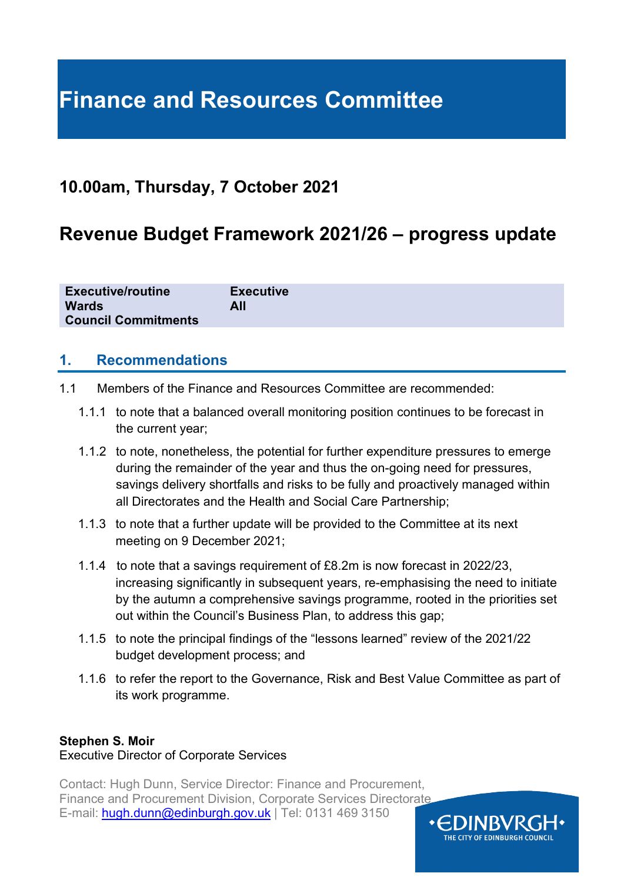# Finance and Resources Committee

## 10.00am, Thursday, 7 October 2021

## Revenue Budget Framework 2021/26 – progress update

| | |
|---|---|
| **Executive/routine** | **Executive** |
| **Wards** | **All** |
| **Council Commitments** | |

## 1. Recommendations

1.1 Members of the Finance and Resources Committee are recommended:

1.1.1 to note that a balanced overall monitoring position continues to be forecast in the current year;

1.1.2 to note, nonetheless, the potential for further expenditure pressures to emerge during the remainder of the year and thus the on-going need for pressures, savings delivery shortfalls and risks to be fully and proactively managed within all Directorates and the Health and Social Care Partnership;

1.1.3 to note that a further update will be provided to the Committee at its next meeting on 9 December 2021;

1.1.4 to note that a savings requirement of £8.2m is now forecast in 2022/23, increasing significantly in subsequent years, re-emphasising the need to initiate by the autumn a comprehensive savings programme, rooted in the priorities set out within the Council's Business Plan, to address this gap;

1.1.5 to note the principal findings of the "lessons learned" review of the 2021/22 budget development process; and

1.1.6 to refer the report to the Governance, Risk and Best Value Committee as part of its work programme.

**Stephen S. Moir**
Executive Director of Corporate Services

Contact: Hugh Dunn, Service Director: Finance and Procurement,
Finance and Procurement Division, Corporate Services Directorate
E-mail: hugh.dunn@edinburgh.gov.uk | Tel: 0131 469 3150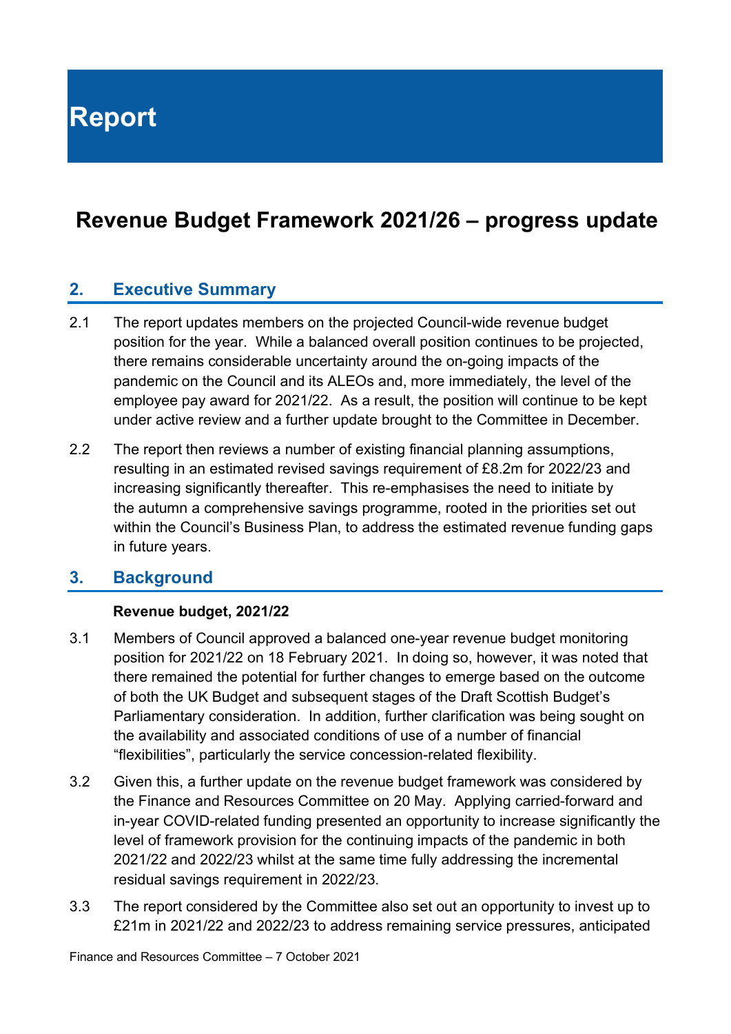# Report

# Revenue Budget Framework 2021/26 – progress update

## 2. Executive Summary

2.1 The report updates members on the projected Council-wide revenue budget position for the year. While a balanced overall position continues to be projected, there remains considerable uncertainty around the on-going impacts of the pandemic on the Council and its ALEOs and, more immediately, the level of the employee pay award for 2021/22. As a result, the position will continue to be kept under active review and a further update brought to the Committee in December.

2.2 The report then reviews a number of existing financial planning assumptions, resulting in an estimated revised savings requirement of £8.2m for 2022/23 and increasing significantly thereafter. This re-emphasises the need to initiate by the autumn a comprehensive savings programme, rooted in the priorities set out within the Council's Business Plan, to address the estimated revenue funding gaps in future years.

## 3. Background

**Revenue budget, 2021/22**

3.1 Members of Council approved a balanced one-year revenue budget monitoring position for 2021/22 on 18 February 2021. In doing so, however, it was noted that there remained the potential for further changes to emerge based on the outcome of both the UK Budget and subsequent stages of the Draft Scottish Budget's Parliamentary consideration. In addition, further clarification was being sought on the availability and associated conditions of use of a number of financial "flexibilities", particularly the service concession-related flexibility.

3.2 Given this, a further update on the revenue budget framework was considered by the Finance and Resources Committee on 20 May. Applying carried-forward and in-year COVID-related funding presented an opportunity to increase significantly the level of framework provision for the continuing impacts of the pandemic in both 2021/22 and 2022/23 whilst at the same time fully addressing the incremental residual savings requirement in 2022/23.

3.3 The report considered by the Committee also set out an opportunity to invest up to £21m in 2021/22 and 2022/23 to address remaining service pressures, anticipated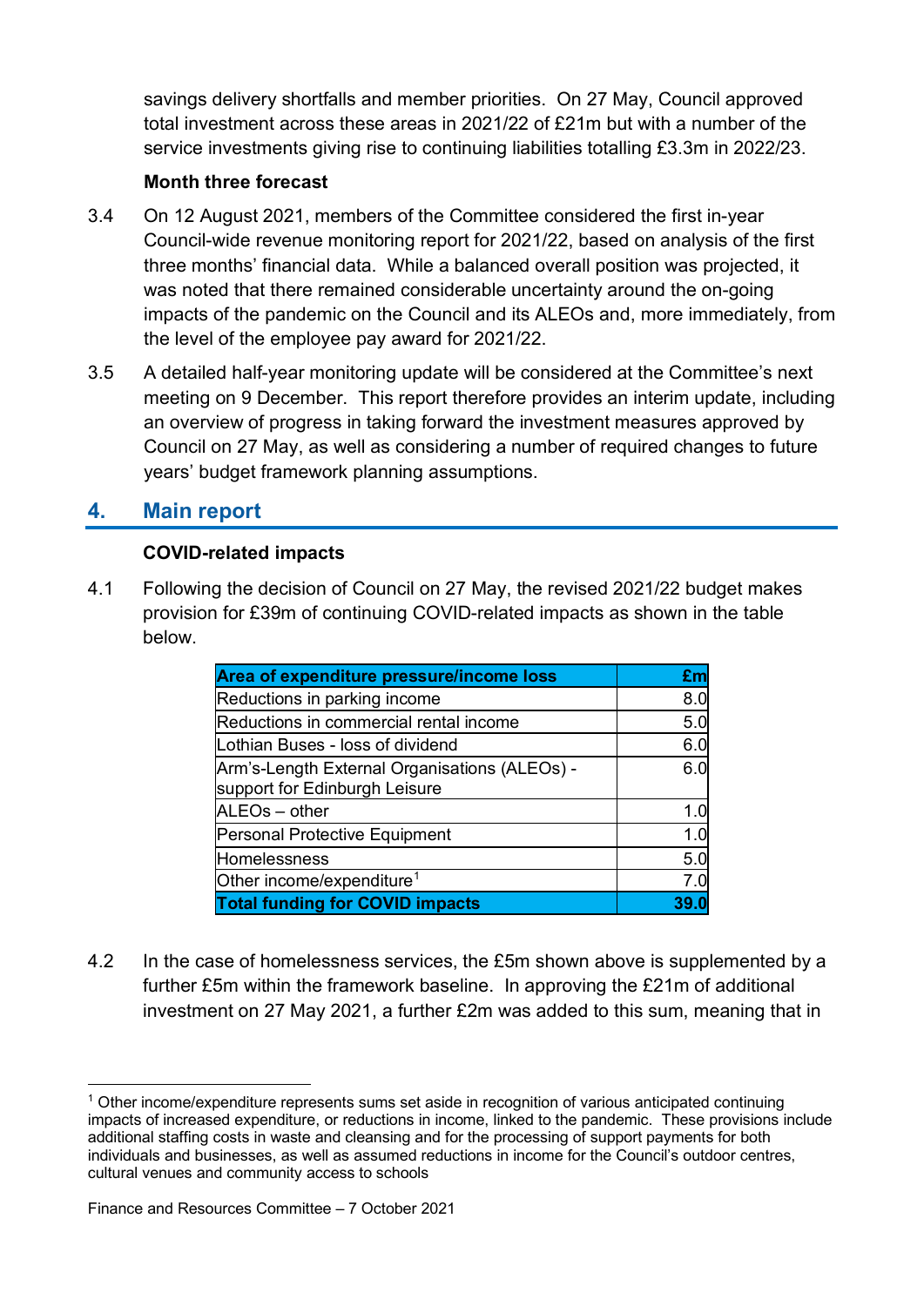savings delivery shortfalls and member priorities. On 27 May, Council approved total investment across these areas in 2021/22 of £21m but with a number of the service investments giving rise to continuing liabilities totalling £3.3m in 2022/23.

**Month three forecast**

3.4 On 12 August 2021, members of the Committee considered the first in-year Council-wide revenue monitoring report for 2021/22, based on analysis of the first three months' financial data. While a balanced overall position was projected, it was noted that there remained considerable uncertainty around the on-going impacts of the pandemic on the Council and its ALEOs and, more immediately, from the level of the employee pay award for 2021/22.

3.5 A detailed half-year monitoring update will be considered at the Committee's next meeting on 9 December. This report therefore provides an interim update, including an overview of progress in taking forward the investment measures approved by Council on 27 May, as well as considering a number of required changes to future years' budget framework planning assumptions.

## 4. Main report

**COVID-related impacts**

4.1 Following the decision of Council on 27 May, the revised 2021/22 budget makes provision for £39m of continuing COVID-related impacts as shown in the table below.

| Area of expenditure pressure/income loss | £m |
|---|---|
| Reductions in parking income | 8.0 |
| Reductions in commercial rental income | 5.0 |
| Lothian Buses - loss of dividend | 6.0 |
| Arm's-Length External Organisations (ALEOs) - support for Edinburgh Leisure | 6.0 |
| ALEOs – other | 1.0 |
| Personal Protective Equipment | 1.0 |
| Homelessness | 5.0 |
| Other income/expenditure[1] | 7.0 |
| **Total funding for COVID impacts** | **39.0** |

4.2 In the case of homelessness services, the £5m shown above is supplemented by a further £5m within the framework baseline. In approving the £21m of additional investment on 27 May 2021, a further £2m was added to this sum, meaning that in

[1] Other income/expenditure represents sums set aside in recognition of various anticipated continuing impacts of increased expenditure, or reductions in income, linked to the pandemic. These provisions include additional staffing costs in waste and cleansing and for the processing of support payments for both individuals and businesses, as well as assumed reductions in income for the Council's outdoor centres, cultural venues and community access to schools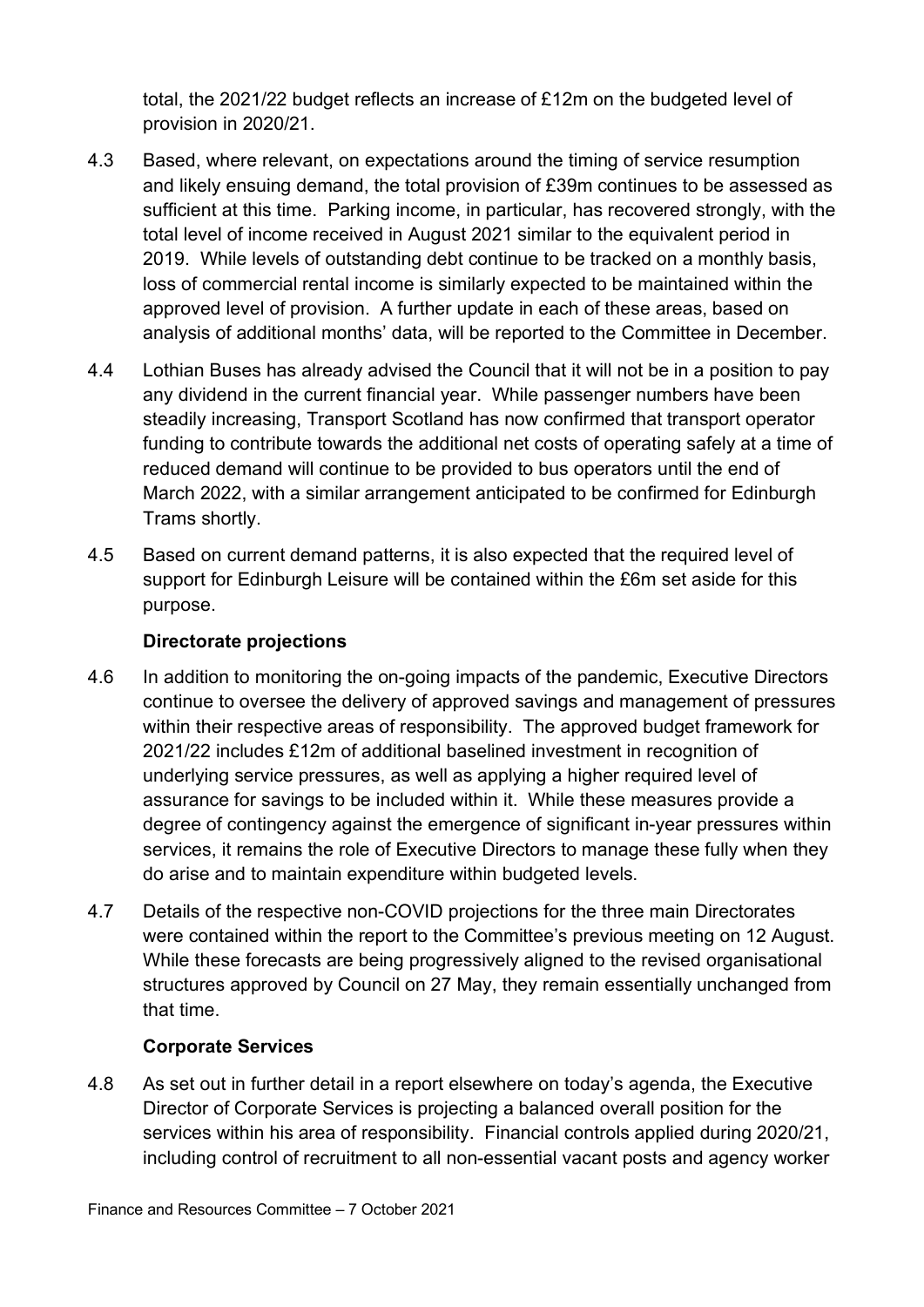total, the 2021/22 budget reflects an increase of £12m on the budgeted level of provision in 2020/21.

4.3 Based, where relevant, on expectations around the timing of service resumption and likely ensuing demand, the total provision of £39m continues to be assessed as sufficient at this time. Parking income, in particular, has recovered strongly, with the total level of income received in August 2021 similar to the equivalent period in 2019. While levels of outstanding debt continue to be tracked on a monthly basis, loss of commercial rental income is similarly expected to be maintained within the approved level of provision. A further update in each of these areas, based on analysis of additional months' data, will be reported to the Committee in December.

4.4 Lothian Buses has already advised the Council that it will not be in a position to pay any dividend in the current financial year. While passenger numbers have been steadily increasing, Transport Scotland has now confirmed that transport operator funding to contribute towards the additional net costs of operating safely at a time of reduced demand will continue to be provided to bus operators until the end of March 2022, with a similar arrangement anticipated to be confirmed for Edinburgh Trams shortly.

4.5 Based on current demand patterns, it is also expected that the required level of support for Edinburgh Leisure will be contained within the £6m set aside for this purpose.

**Directorate projections**

4.6 In addition to monitoring the on-going impacts of the pandemic, Executive Directors continue to oversee the delivery of approved savings and management of pressures within their respective areas of responsibility. The approved budget framework for 2021/22 includes £12m of additional baselined investment in recognition of underlying service pressures, as well as applying a higher required level of assurance for savings to be included within it. While these measures provide a degree of contingency against the emergence of significant in-year pressures within services, it remains the role of Executive Directors to manage these fully when they do arise and to maintain expenditure within budgeted levels.

4.7 Details of the respective non-COVID projections for the three main Directorates were contained within the report to the Committee's previous meeting on 12 August. While these forecasts are being progressively aligned to the revised organisational structures approved by Council on 27 May, they remain essentially unchanged from that time.

**Corporate Services**

4.8 As set out in further detail in a report elsewhere on today's agenda, the Executive Director of Corporate Services is projecting a balanced overall position for the services within his area of responsibility. Financial controls applied during 2020/21, including control of recruitment to all non-essential vacant posts and agency worker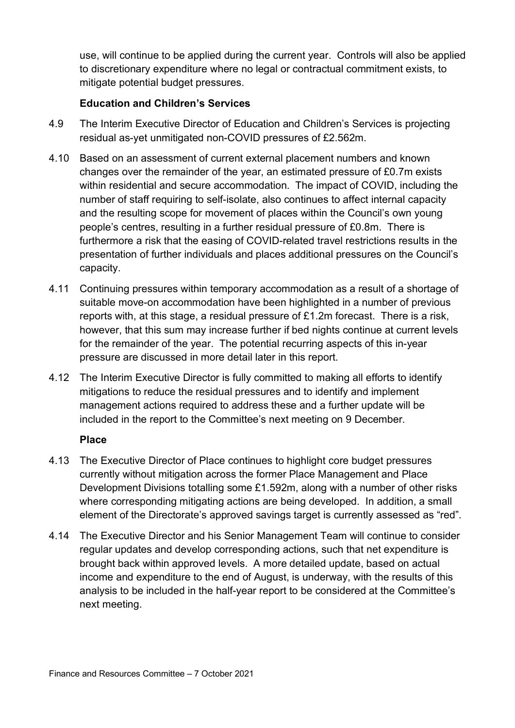use, will continue to be applied during the current year. Controls will also be applied to discretionary expenditure where no legal or contractual commitment exists, to mitigate potential budget pressures.

**Education and Children's Services**

4.9 The Interim Executive Director of Education and Children's Services is projecting residual as-yet unmitigated non-COVID pressures of £2.562m.

4.10 Based on an assessment of current external placement numbers and known changes over the remainder of the year, an estimated pressure of £0.7m exists within residential and secure accommodation. The impact of COVID, including the number of staff requiring to self-isolate, also continues to affect internal capacity and the resulting scope for movement of places within the Council's own young people's centres, resulting in a further residual pressure of £0.8m. There is furthermore a risk that the easing of COVID-related travel restrictions results in the presentation of further individuals and places additional pressures on the Council's capacity.

4.11 Continuing pressures within temporary accommodation as a result of a shortage of suitable move-on accommodation have been highlighted in a number of previous reports with, at this stage, a residual pressure of £1.2m forecast. There is a risk, however, that this sum may increase further if bed nights continue at current levels for the remainder of the year. The potential recurring aspects of this in-year pressure are discussed in more detail later in this report.

4.12 The Interim Executive Director is fully committed to making all efforts to identify mitigations to reduce the residual pressures and to identify and implement management actions required to address these and a further update will be included in the report to the Committee's next meeting on 9 December.

**Place**

4.13 The Executive Director of Place continues to highlight core budget pressures currently without mitigation across the former Place Management and Place Development Divisions totalling some £1.592m, along with a number of other risks where corresponding mitigating actions are being developed. In addition, a small element of the Directorate's approved savings target is currently assessed as "red".

4.14 The Executive Director and his Senior Management Team will continue to consider regular updates and develop corresponding actions, such that net expenditure is brought back within approved levels. A more detailed update, based on actual income and expenditure to the end of August, is underway, with the results of this analysis to be included in the half-year report to be considered at the Committee's next meeting.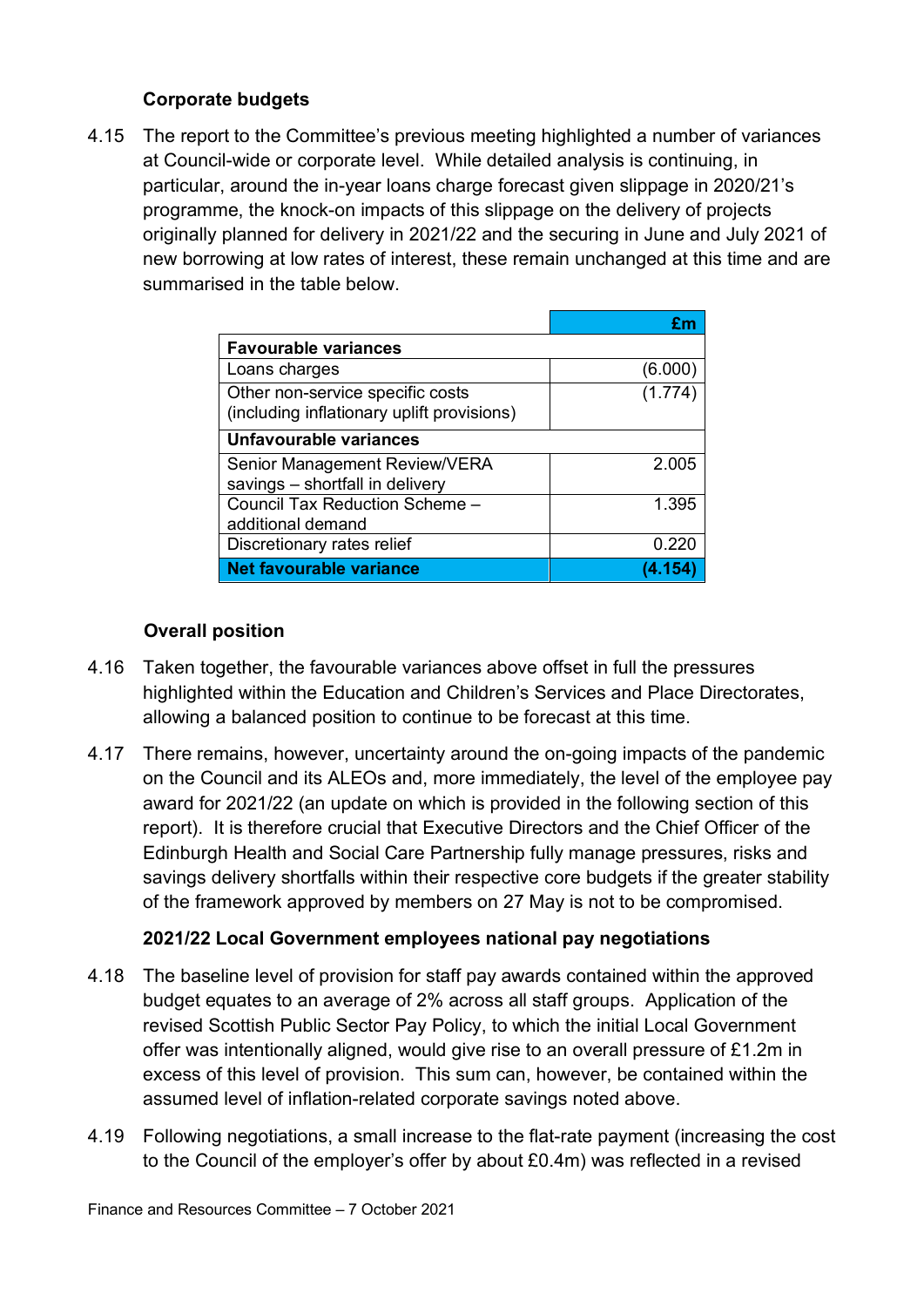### Corporate budgets

4.15 The report to the Committee's previous meeting highlighted a number of variances at Council-wide or corporate level. While detailed analysis is continuing, in particular, around the in-year loans charge forecast given slippage in 2020/21's programme, the knock-on impacts of this slippage on the delivery of projects originally planned for delivery in 2021/22 and the securing in June and July 2021 of new borrowing at low rates of interest, these remain unchanged at this time and are summarised in the table below.

| | £m |
|---|---|
| **Favourable variances** | |
| Loans charges | (6.000) |
| Other non-service specific costs (including inflationary uplift provisions) | (1.774) |
| **Unfavourable variances** | |
| Senior Management Review/VERA savings – shortfall in delivery | 2.005 |
| Council Tax Reduction Scheme – additional demand | 1.395 |
| Discretionary rates relief | 0.220 |
| **Net favourable variance** | **(4.154)** |

### Overall position

4.16 Taken together, the favourable variances above offset in full the pressures highlighted within the Education and Children's Services and Place Directorates, allowing a balanced position to continue to be forecast at this time.

4.17 There remains, however, uncertainty around the on-going impacts of the pandemic on the Council and its ALEOs and, more immediately, the level of the employee pay award for 2021/22 (an update on which is provided in the following section of this report). It is therefore crucial that Executive Directors and the Chief Officer of the Edinburgh Health and Social Care Partnership fully manage pressures, risks and savings delivery shortfalls within their respective core budgets if the greater stability of the framework approved by members on 27 May is not to be compromised.

### 2021/22 Local Government employees national pay negotiations

4.18 The baseline level of provision for staff pay awards contained within the approved budget equates to an average of 2% across all staff groups. Application of the revised Scottish Public Sector Pay Policy, to which the initial Local Government offer was intentionally aligned, would give rise to an overall pressure of £1.2m in excess of this level of provision. This sum can, however, be contained within the assumed level of inflation-related corporate savings noted above.

4.19 Following negotiations, a small increase to the flat-rate payment (increasing the cost to the Council of the employer's offer by about £0.4m) was reflected in a revised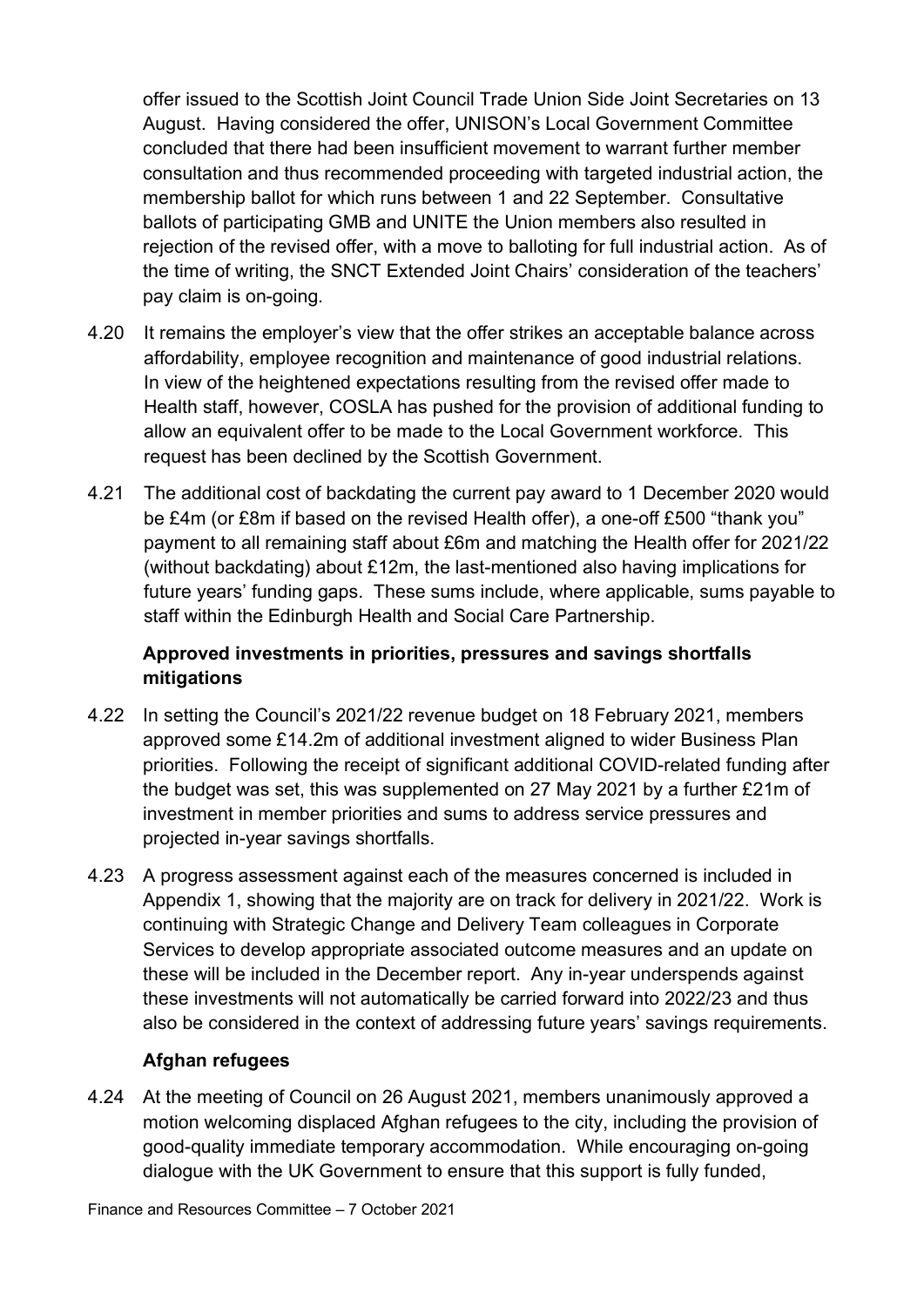offer issued to the Scottish Joint Council Trade Union Side Joint Secretaries on 13 August. Having considered the offer, UNISON's Local Government Committee concluded that there had been insufficient movement to warrant further member consultation and thus recommended proceeding with targeted industrial action, the membership ballot for which runs between 1 and 22 September. Consultative ballots of participating GMB and UNITE the Union members also resulted in rejection of the revised offer, with a move to balloting for full industrial action. As of the time of writing, the SNCT Extended Joint Chairs' consideration of the teachers' pay claim is on-going.

4.20 It remains the employer's view that the offer strikes an acceptable balance across affordability, employee recognition and maintenance of good industrial relations. In view of the heightened expectations resulting from the revised offer made to Health staff, however, COSLA has pushed for the provision of additional funding to allow an equivalent offer to be made to the Local Government workforce. This request has been declined by the Scottish Government.

4.21 The additional cost of backdating the current pay award to 1 December 2020 would be £4m (or £8m if based on the revised Health offer), a one-off £500 "thank you" payment to all remaining staff about £6m and matching the Health offer for 2021/22 (without backdating) about £12m, the last-mentioned also having implications for future years' funding gaps. These sums include, where applicable, sums payable to staff within the Edinburgh Health and Social Care Partnership.

**Approved investments in priorities, pressures and savings shortfalls mitigations**

4.22 In setting the Council's 2021/22 revenue budget on 18 February 2021, members approved some £14.2m of additional investment aligned to wider Business Plan priorities. Following the receipt of significant additional COVID-related funding after the budget was set, this was supplemented on 27 May 2021 by a further £21m of investment in member priorities and sums to address service pressures and projected in-year savings shortfalls.

4.23 A progress assessment against each of the measures concerned is included in Appendix 1, showing that the majority are on track for delivery in 2021/22. Work is continuing with Strategic Change and Delivery Team colleagues in Corporate Services to develop appropriate associated outcome measures and an update on these will be included in the December report. Any in-year underspends against these investments will not automatically be carried forward into 2022/23 and thus also be considered in the context of addressing future years' savings requirements.

**Afghan refugees**

4.24 At the meeting of Council on 26 August 2021, members unanimously approved a motion welcoming displaced Afghan refugees to the city, including the provision of good-quality immediate temporary accommodation. While encouraging on-going dialogue with the UK Government to ensure that this support is fully funded,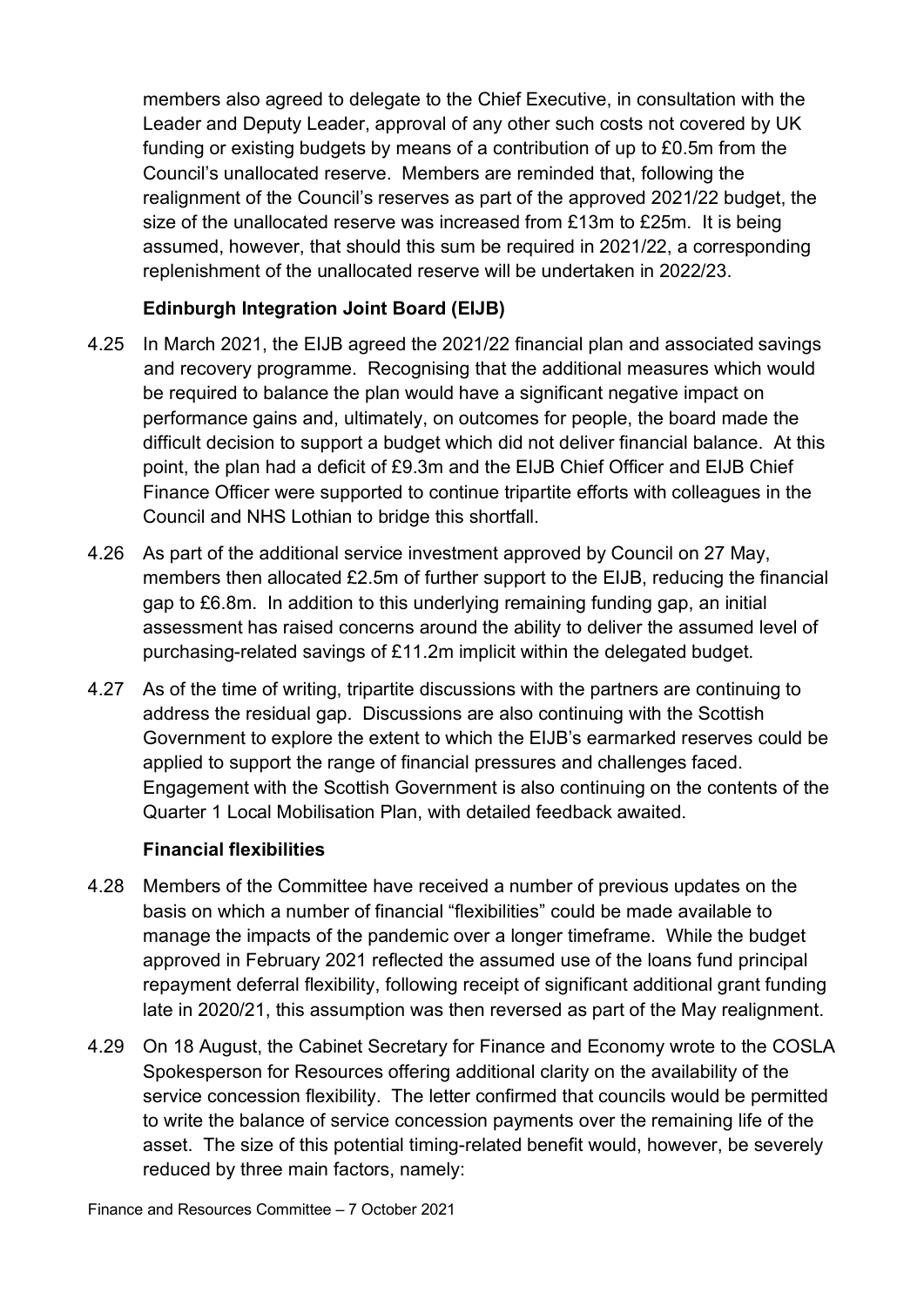members also agreed to delegate to the Chief Executive, in consultation with the Leader and Deputy Leader, approval of any other such costs not covered by UK funding or existing budgets by means of a contribution of up to £0.5m from the Council's unallocated reserve. Members are reminded that, following the realignment of the Council's reserves as part of the approved 2021/22 budget, the size of the unallocated reserve was increased from £13m to £25m. It is being assumed, however, that should this sum be required in 2021/22, a corresponding replenishment of the unallocated reserve will be undertaken in 2022/23.

**Edinburgh Integration Joint Board (EIJB)**

4.25 In March 2021, the EIJB agreed the 2021/22 financial plan and associated savings and recovery programme. Recognising that the additional measures which would be required to balance the plan would have a significant negative impact on performance gains and, ultimately, on outcomes for people, the board made the difficult decision to support a budget which did not deliver financial balance. At this point, the plan had a deficit of £9.3m and the EIJB Chief Officer and EIJB Chief Finance Officer were supported to continue tripartite efforts with colleagues in the Council and NHS Lothian to bridge this shortfall.

4.26 As part of the additional service investment approved by Council on 27 May, members then allocated £2.5m of further support to the EIJB, reducing the financial gap to £6.8m. In addition to this underlying remaining funding gap, an initial assessment has raised concerns around the ability to deliver the assumed level of purchasing-related savings of £11.2m implicit within the delegated budget.

4.27 As of the time of writing, tripartite discussions with the partners are continuing to address the residual gap. Discussions are also continuing with the Scottish Government to explore the extent to which the EIJB's earmarked reserves could be applied to support the range of financial pressures and challenges faced. Engagement with the Scottish Government is also continuing on the contents of the Quarter 1 Local Mobilisation Plan, with detailed feedback awaited.

**Financial flexibilities**

4.28 Members of the Committee have received a number of previous updates on the basis on which a number of financial "flexibilities" could be made available to manage the impacts of the pandemic over a longer timeframe. While the budget approved in February 2021 reflected the assumed use of the loans fund principal repayment deferral flexibility, following receipt of significant additional grant funding late in 2020/21, this assumption was then reversed as part of the May realignment.

4.29 On 18 August, the Cabinet Secretary for Finance and Economy wrote to the COSLA Spokesperson for Resources offering additional clarity on the availability of the service concession flexibility. The letter confirmed that councils would be permitted to write the balance of service concession payments over the remaining life of the asset. The size of this potential timing-related benefit would, however, be severely reduced by three main factors, namely: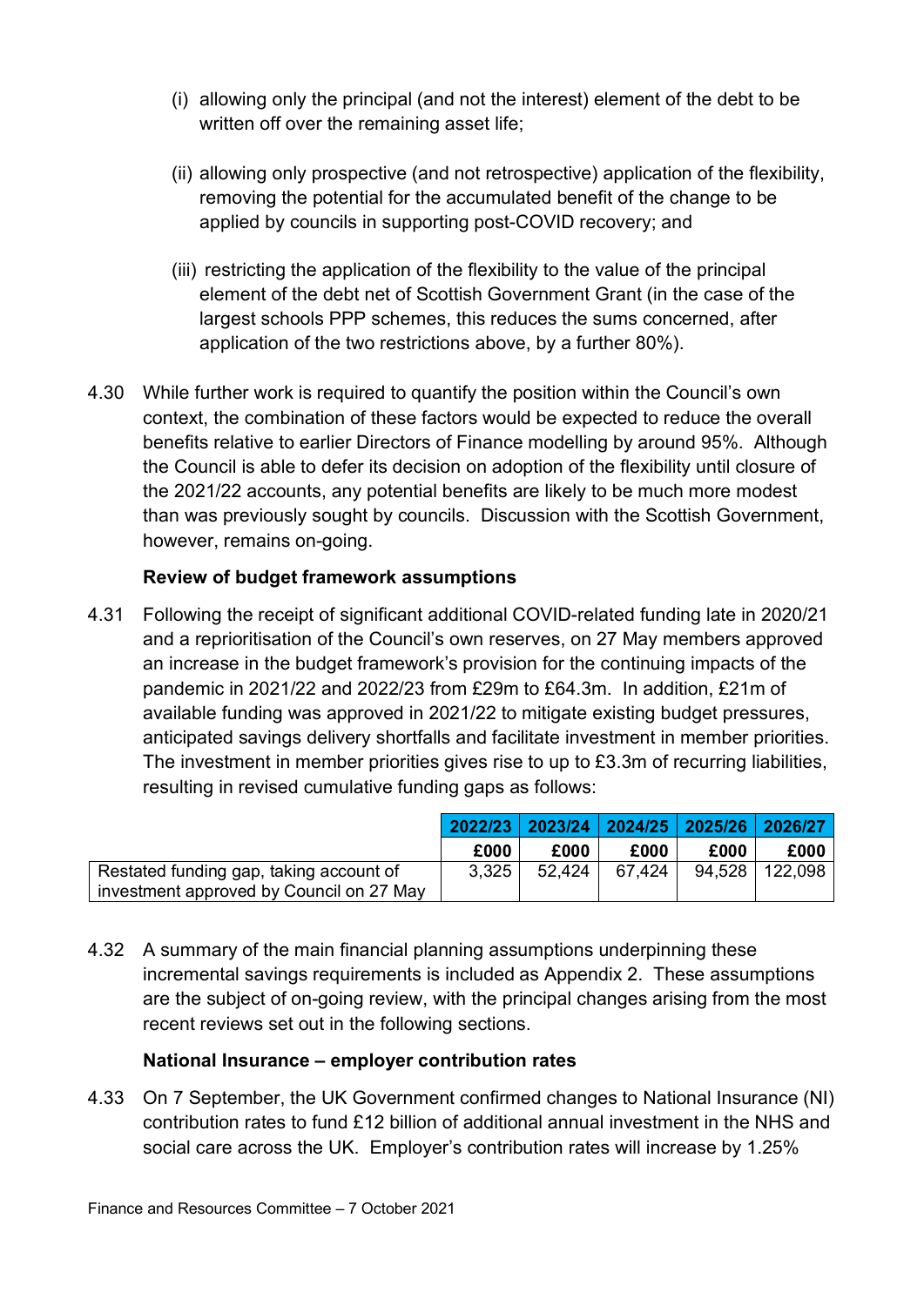(i) allowing only the principal (and not the interest) element of the debt to be written off over the remaining asset life;

(ii) allowing only prospective (and not retrospective) application of the flexibility, removing the potential for the accumulated benefit of the change to be applied by councils in supporting post-COVID recovery; and

(iii) restricting the application of the flexibility to the value of the principal element of the debt net of Scottish Government Grant (in the case of the largest schools PPP schemes, this reduces the sums concerned, after application of the two restrictions above, by a further 80%).

4.30 While further work is required to quantify the position within the Council's own context, the combination of these factors would be expected to reduce the overall benefits relative to earlier Directors of Finance modelling by around 95%. Although the Council is able to defer its decision on adoption of the flexibility until closure of the 2021/22 accounts, any potential benefits are likely to be much more modest than was previously sought by councils. Discussion with the Scottish Government, however, remains on-going.

**Review of budget framework assumptions**

4.31 Following the receipt of significant additional COVID-related funding late in 2020/21 and a reprioritisation of the Council's own reserves, on 27 May members approved an increase in the budget framework's provision for the continuing impacts of the pandemic in 2021/22 and 2022/23 from £29m to £64.3m. In addition, £21m of available funding was approved in 2021/22 to mitigate existing budget pressures, anticipated savings delivery shortfalls and facilitate investment in member priorities. The investment in member priorities gives rise to up to £3.3m of recurring liabilities, resulting in revised cumulative funding gaps as follows:

| | 2022/23 | 2023/24 | 2024/25 | 2025/26 | 2026/27 |
|---|---|---|---|---|---|
| | £000 | £000 | £000 | £000 | £000 |
| Restated funding gap, taking account of investment approved by Council on 27 May | 3,325 | 52,424 | 67,424 | 94,528 | 122,098 |

4.32 A summary of the main financial planning assumptions underpinning these incremental savings requirements is included as Appendix 2. These assumptions are the subject of on-going review, with the principal changes arising from the most recent reviews set out in the following sections.

**National Insurance – employer contribution rates**

4.33 On 7 September, the UK Government confirmed changes to National Insurance (NI) contribution rates to fund £12 billion of additional annual investment in the NHS and social care across the UK. Employer's contribution rates will increase by 1.25%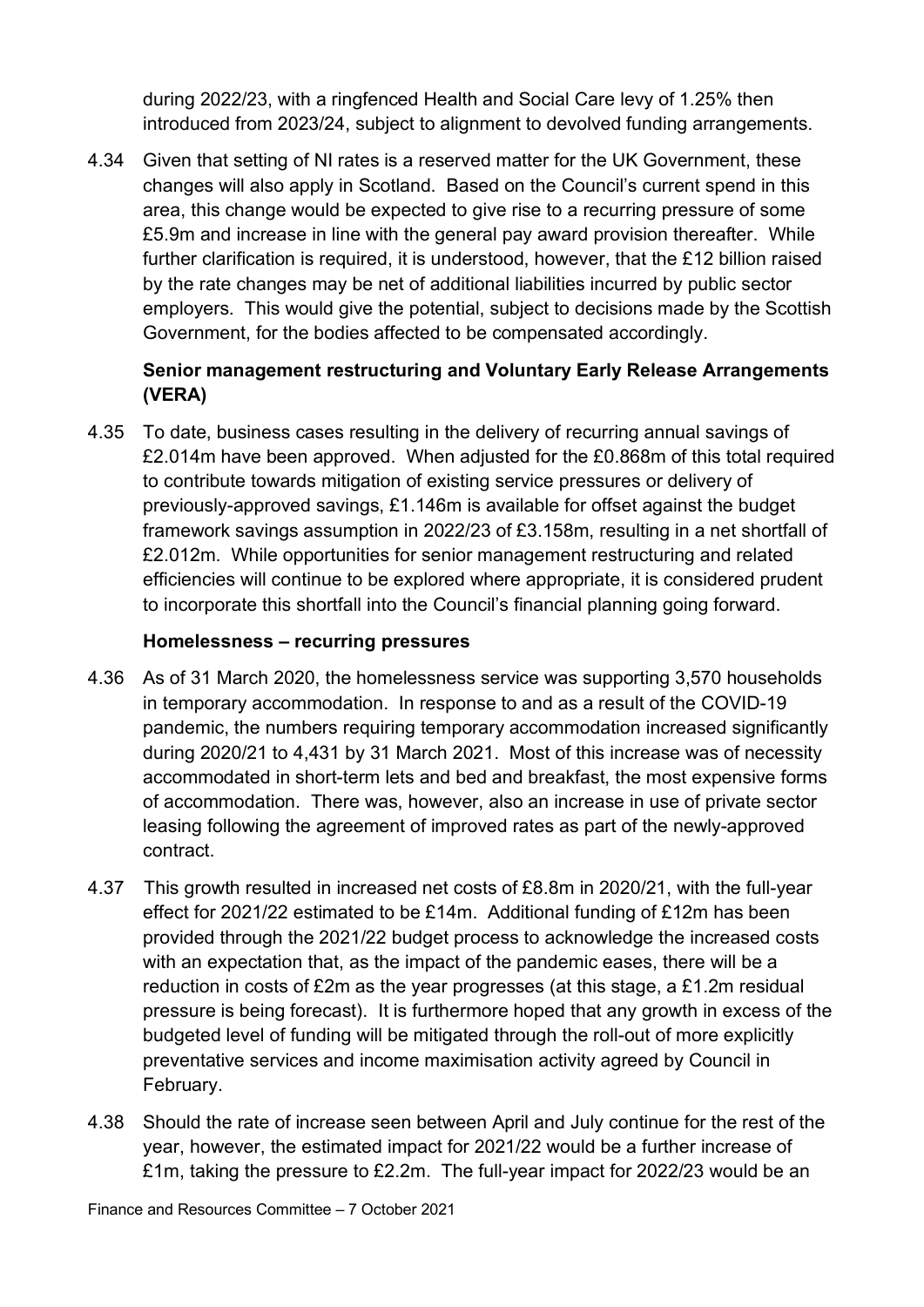during 2022/23, with a ringfenced Health and Social Care levy of 1.25% then introduced from 2023/24, subject to alignment to devolved funding arrangements.

4.34 Given that setting of NI rates is a reserved matter for the UK Government, these changes will also apply in Scotland. Based on the Council's current spend in this area, this change would be expected to give rise to a recurring pressure of some £5.9m and increase in line with the general pay award provision thereafter. While further clarification is required, it is understood, however, that the £12 billion raised by the rate changes may be net of additional liabilities incurred by public sector employers. This would give the potential, subject to decisions made by the Scottish Government, for the bodies affected to be compensated accordingly.

**Senior management restructuring and Voluntary Early Release Arrangements (VERA)**

4.35 To date, business cases resulting in the delivery of recurring annual savings of £2.014m have been approved. When adjusted for the £0.868m of this total required to contribute towards mitigation of existing service pressures or delivery of previously-approved savings, £1.146m is available for offset against the budget framework savings assumption in 2022/23 of £3.158m, resulting in a net shortfall of £2.012m. While opportunities for senior management restructuring and related efficiencies will continue to be explored where appropriate, it is considered prudent to incorporate this shortfall into the Council's financial planning going forward.

**Homelessness – recurring pressures**

4.36 As of 31 March 2020, the homelessness service was supporting 3,570 households in temporary accommodation. In response to and as a result of the COVID-19 pandemic, the numbers requiring temporary accommodation increased significantly during 2020/21 to 4,431 by 31 March 2021. Most of this increase was of necessity accommodated in short-term lets and bed and breakfast, the most expensive forms of accommodation. There was, however, also an increase in use of private sector leasing following the agreement of improved rates as part of the newly-approved contract.

4.37 This growth resulted in increased net costs of £8.8m in 2020/21, with the full-year effect for 2021/22 estimated to be £14m. Additional funding of £12m has been provided through the 2021/22 budget process to acknowledge the increased costs with an expectation that, as the impact of the pandemic eases, there will be a reduction in costs of £2m as the year progresses (at this stage, a £1.2m residual pressure is being forecast). It is furthermore hoped that any growth in excess of the budgeted level of funding will be mitigated through the roll-out of more explicitly preventative services and income maximisation activity agreed by Council in February.

4.38 Should the rate of increase seen between April and July continue for the rest of the year, however, the estimated impact for 2021/22 would be a further increase of £1m, taking the pressure to £2.2m. The full-year impact for 2022/23 would be an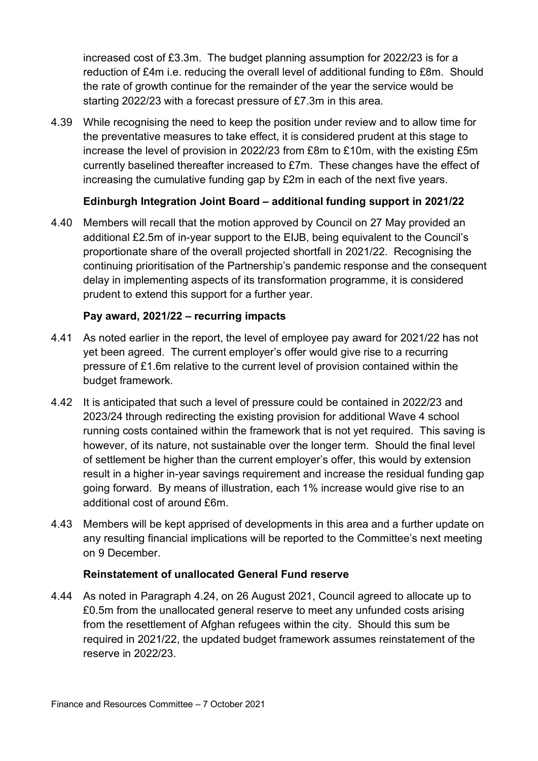increased cost of £3.3m. The budget planning assumption for 2022/23 is for a reduction of £4m i.e. reducing the overall level of additional funding to £8m. Should the rate of growth continue for the remainder of the year the service would be starting 2022/23 with a forecast pressure of £7.3m in this area.

4.39 While recognising the need to keep the position under review and to allow time for the preventative measures to take effect, it is considered prudent at this stage to increase the level of provision in 2022/23 from £8m to £10m, with the existing £5m currently baselined thereafter increased to £7m. These changes have the effect of increasing the cumulative funding gap by £2m in each of the next five years.

**Edinburgh Integration Joint Board – additional funding support in 2021/22**

4.40 Members will recall that the motion approved by Council on 27 May provided an additional £2.5m of in-year support to the EIJB, being equivalent to the Council's proportionate share of the overall projected shortfall in 2021/22. Recognising the continuing prioritisation of the Partnership's pandemic response and the consequent delay in implementing aspects of its transformation programme, it is considered prudent to extend this support for a further year.

**Pay award, 2021/22 – recurring impacts**

4.41 As noted earlier in the report, the level of employee pay award for 2021/22 has not yet been agreed. The current employer's offer would give rise to a recurring pressure of £1.6m relative to the current level of provision contained within the budget framework.

4.42 It is anticipated that such a level of pressure could be contained in 2022/23 and 2023/24 through redirecting the existing provision for additional Wave 4 school running costs contained within the framework that is not yet required. This saving is however, of its nature, not sustainable over the longer term. Should the final level of settlement be higher than the current employer's offer, this would by extension result in a higher in-year savings requirement and increase the residual funding gap going forward. By means of illustration, each 1% increase would give rise to an additional cost of around £6m.

4.43 Members will be kept apprised of developments in this area and a further update on any resulting financial implications will be reported to the Committee's next meeting on 9 December.

**Reinstatement of unallocated General Fund reserve**

4.44 As noted in Paragraph 4.24, on 26 August 2021, Council agreed to allocate up to £0.5m from the unallocated general reserve to meet any unfunded costs arising from the resettlement of Afghan refugees within the city. Should this sum be required in 2021/22, the updated budget framework assumes reinstatement of the reserve in 2022/23.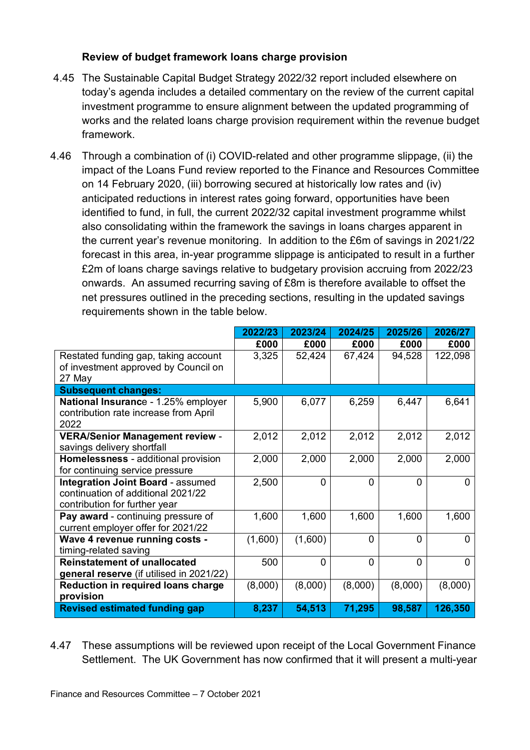### Review of budget framework loans charge provision

4.45 The Sustainable Capital Budget Strategy 2022/32 report included elsewhere on today's agenda includes a detailed commentary on the review of the current capital investment programme to ensure alignment between the updated programming of works and the related loans charge provision requirement within the revenue budget framework.

4.46 Through a combination of (i) COVID-related and other programme slippage, (ii) the impact of the Loans Fund review reported to the Finance and Resources Committee on 14 February 2020, (iii) borrowing secured at historically low rates and (iv) anticipated reductions in interest rates going forward, opportunities have been identified to fund, in full, the current 2022/32 capital investment programme whilst also consolidating within the framework the savings in loans charges apparent in the current year's revenue monitoring. In addition to the £6m of savings in 2021/22 forecast in this area, in-year programme slippage is anticipated to result in a further £2m of loans charge savings relative to budgetary provision accruing from 2022/23 onwards. An assumed recurring saving of £8m is therefore available to offset the net pressures outlined in the preceding sections, resulting in the updated savings requirements shown in the table below.

| | 2022/23 | 2023/24 | 2024/25 | 2025/26 | 2026/27 |
|---|---|---|---|---|---|
| | £000 | £000 | £000 | £000 | £000 |
| Restated funding gap, taking account of investment approved by Council on 27 May | 3,325 | 52,424 | 67,424 | 94,528 | 122,098 |
| **Subsequent changes:** | | | | | |
| **National Insurance** - 1.25% employer contribution rate increase from April 2022 | 5,900 | 6,077 | 6,259 | 6,447 | 6,641 |
| **VERA/Senior Management review** - savings delivery shortfall | 2,012 | 2,012 | 2,012 | 2,012 | 2,012 |
| **Homelessness** - additional provision for continuing service pressure | 2,000 | 2,000 | 2,000 | 2,000 | 2,000 |
| **Integration Joint Board** - assumed continuation of additional 2021/22 contribution for further year | 2,500 | 0 | 0 | 0 | 0 |
| **Pay award** - continuing pressure of current employer offer for 2021/22 | 1,600 | 1,600 | 1,600 | 1,600 | 1,600 |
| **Wave 4 revenue running costs** - timing-related saving | (1,600) | (1,600) | 0 | 0 | 0 |
| **Reinstatement of unallocated general reserve** (if utilised in 2021/22) | 500 | 0 | 0 | 0 | 0 |
| **Reduction in required loans charge provision** | (8,000) | (8,000) | (8,000) | (8,000) | (8,000) |
| **Revised estimated funding gap** | **8,237** | **54,513** | **71,295** | **98,587** | **126,350** |

4.47 These assumptions will be reviewed upon receipt of the Local Government Finance Settlement. The UK Government has now confirmed that it will present a multi-year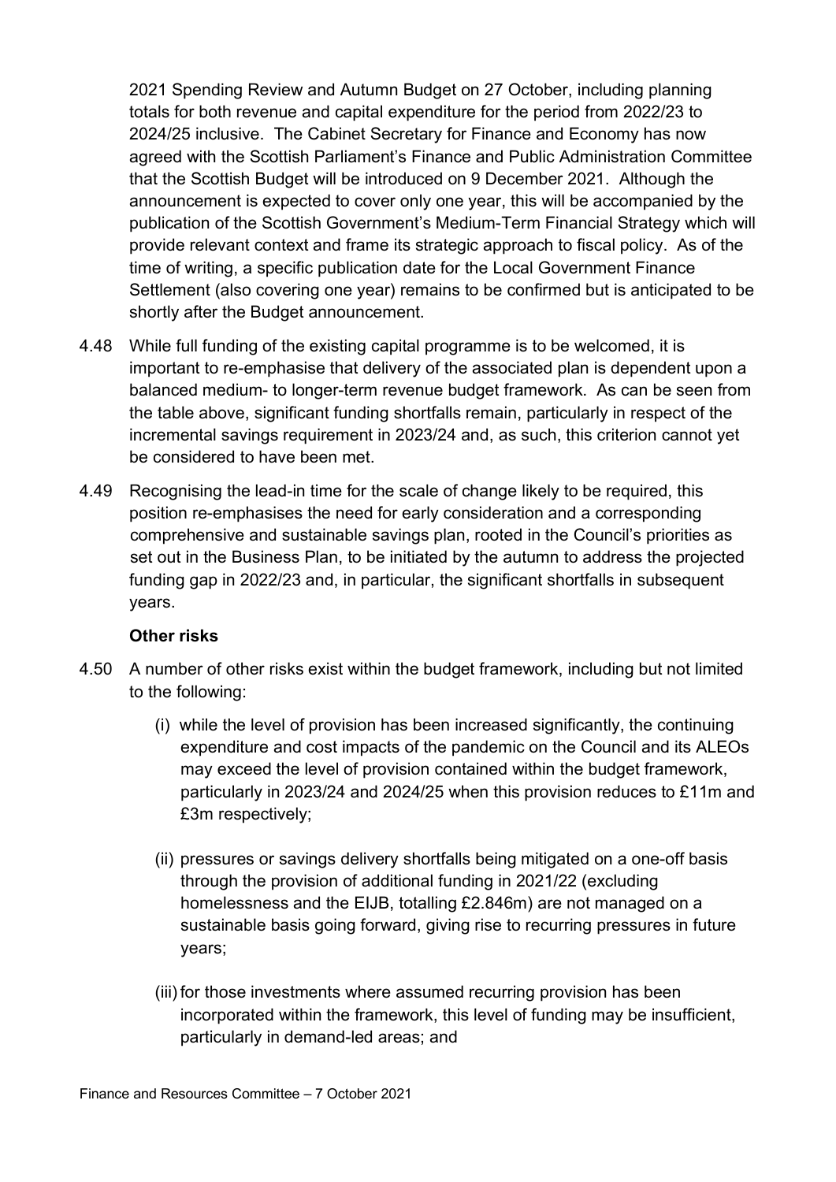2021 Spending Review and Autumn Budget on 27 October, including planning totals for both revenue and capital expenditure for the period from 2022/23 to 2024/25 inclusive. The Cabinet Secretary for Finance and Economy has now agreed with the Scottish Parliament's Finance and Public Administration Committee that the Scottish Budget will be introduced on 9 December 2021. Although the announcement is expected to cover only one year, this will be accompanied by the publication of the Scottish Government's Medium-Term Financial Strategy which will provide relevant context and frame its strategic approach to fiscal policy. As of the time of writing, a specific publication date for the Local Government Finance Settlement (also covering one year) remains to be confirmed but is anticipated to be shortly after the Budget announcement.

4.48 While full funding of the existing capital programme is to be welcomed, it is important to re-emphasise that delivery of the associated plan is dependent upon a balanced medium- to longer-term revenue budget framework. As can be seen from the table above, significant funding shortfalls remain, particularly in respect of the incremental savings requirement in 2023/24 and, as such, this criterion cannot yet be considered to have been met.

4.49 Recognising the lead-in time for the scale of change likely to be required, this position re-emphasises the need for early consideration and a corresponding comprehensive and sustainable savings plan, rooted in the Council's priorities as set out in the Business Plan, to be initiated by the autumn to address the projected funding gap in 2022/23 and, in particular, the significant shortfalls in subsequent years.

**Other risks**

4.50 A number of other risks exist within the budget framework, including but not limited to the following:

(i) while the level of provision has been increased significantly, the continuing expenditure and cost impacts of the pandemic on the Council and its ALEOs may exceed the level of provision contained within the budget framework, particularly in 2023/24 and 2024/25 when this provision reduces to £11m and £3m respectively;

(ii) pressures or savings delivery shortfalls being mitigated on a one-off basis through the provision of additional funding in 2021/22 (excluding homelessness and the EIJB, totalling £2.846m) are not managed on a sustainable basis going forward, giving rise to recurring pressures in future years;

(iii) for those investments where assumed recurring provision has been incorporated within the framework, this level of funding may be insufficient, particularly in demand-led areas; and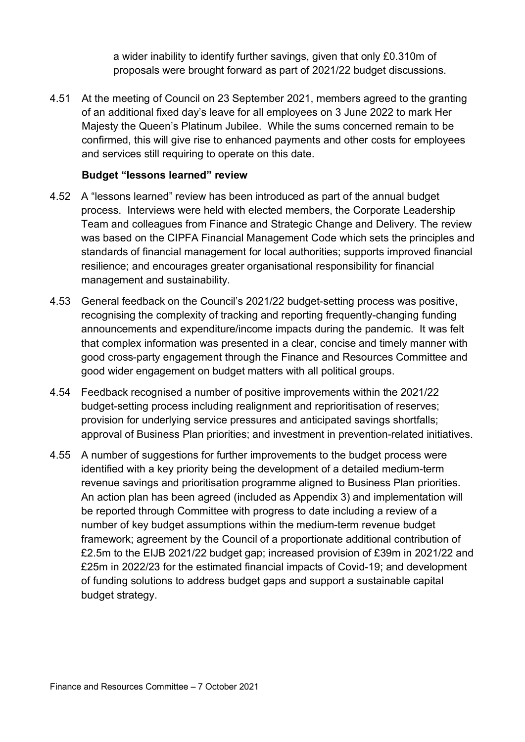a wider inability to identify further savings, given that only £0.310m of proposals were brought forward as part of 2021/22 budget discussions.

4.51 At the meeting of Council on 23 September 2021, members agreed to the granting of an additional fixed day's leave for all employees on 3 June 2022 to mark Her Majesty the Queen's Platinum Jubilee. While the sums concerned remain to be confirmed, this will give rise to enhanced payments and other costs for employees and services still requiring to operate on this date.

**Budget "lessons learned" review**

4.52 A "lessons learned" review has been introduced as part of the annual budget process. Interviews were held with elected members, the Corporate Leadership Team and colleagues from Finance and Strategic Change and Delivery. The review was based on the CIPFA Financial Management Code which sets the principles and standards of financial management for local authorities; supports improved financial resilience; and encourages greater organisational responsibility for financial management and sustainability.

4.53 General feedback on the Council's 2021/22 budget-setting process was positive, recognising the complexity of tracking and reporting frequently-changing funding announcements and expenditure/income impacts during the pandemic. It was felt that complex information was presented in a clear, concise and timely manner with good cross-party engagement through the Finance and Resources Committee and good wider engagement on budget matters with all political groups.

4.54 Feedback recognised a number of positive improvements within the 2021/22 budget-setting process including realignment and reprioritisation of reserves; provision for underlying service pressures and anticipated savings shortfalls; approval of Business Plan priorities; and investment in prevention-related initiatives.

4.55 A number of suggestions for further improvements to the budget process were identified with a key priority being the development of a detailed medium-term revenue savings and prioritisation programme aligned to Business Plan priorities. An action plan has been agreed (included as Appendix 3) and implementation will be reported through Committee with progress to date including a review of a number of key budget assumptions within the medium-term revenue budget framework; agreement by the Council of a proportionate additional contribution of £2.5m to the EIJB 2021/22 budget gap; increased provision of £39m in 2021/22 and £25m in 2022/23 for the estimated financial impacts of Covid-19; and development of funding solutions to address budget gaps and support a sustainable capital budget strategy.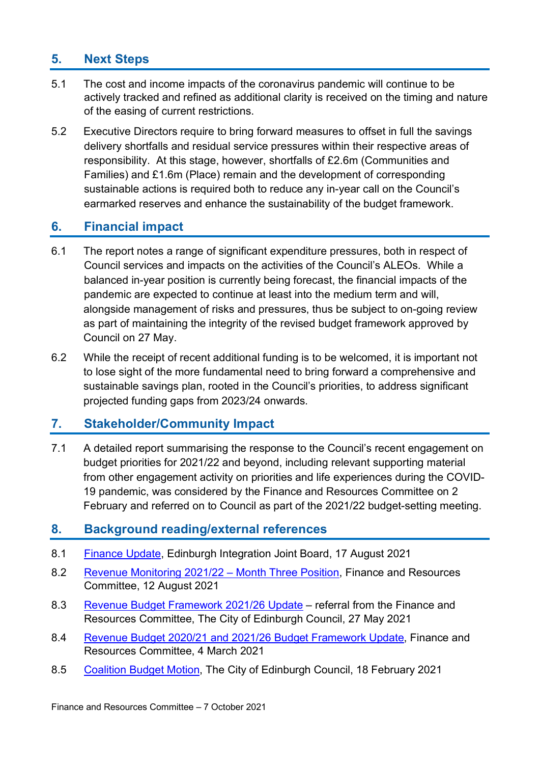## 5. Next Steps

5.1 The cost and income impacts of the coronavirus pandemic will continue to be actively tracked and refined as additional clarity is received on the timing and nature of the easing of current restrictions.

5.2 Executive Directors require to bring forward measures to offset in full the savings delivery shortfalls and residual service pressures within their respective areas of responsibility. At this stage, however, shortfalls of £2.6m (Communities and Families) and £1.6m (Place) remain and the development of corresponding sustainable actions is required both to reduce any in-year call on the Council's earmarked reserves and enhance the sustainability of the budget framework.

## 6. Financial impact

6.1 The report notes a range of significant expenditure pressures, both in respect of Council services and impacts on the activities of the Council's ALEOs. While a balanced in-year position is currently being forecast, the financial impacts of the pandemic are expected to continue at least into the medium term and will, alongside management of risks and pressures, thus be subject to on-going review as part of maintaining the integrity of the revised budget framework approved by Council on 27 May.

6.2 While the receipt of recent additional funding is to be welcomed, it is important not to lose sight of the more fundamental need to bring forward a comprehensive and sustainable savings plan, rooted in the Council's priorities, to address significant projected funding gaps from 2023/24 onwards.

## 7. Stakeholder/Community Impact

7.1 A detailed report summarising the response to the Council's recent engagement on budget priorities for 2021/22 and beyond, including relevant supporting material from other engagement activity on priorities and life experiences during the COVID-19 pandemic, was considered by the Finance and Resources Committee on 2 February and referred on to Council as part of the 2021/22 budget-setting meeting.

## 8. Background reading/external references

8.1 Finance Update, Edinburgh Integration Joint Board, 17 August 2021

8.2 Revenue Monitoring 2021/22 – Month Three Position, Finance and Resources Committee, 12 August 2021

8.3 Revenue Budget Framework 2021/26 Update – referral from the Finance and Resources Committee, The City of Edinburgh Council, 27 May 2021

8.4 Revenue Budget 2020/21 and 2021/26 Budget Framework Update, Finance and Resources Committee, 4 March 2021

8.5 Coalition Budget Motion, The City of Edinburgh Council, 18 February 2021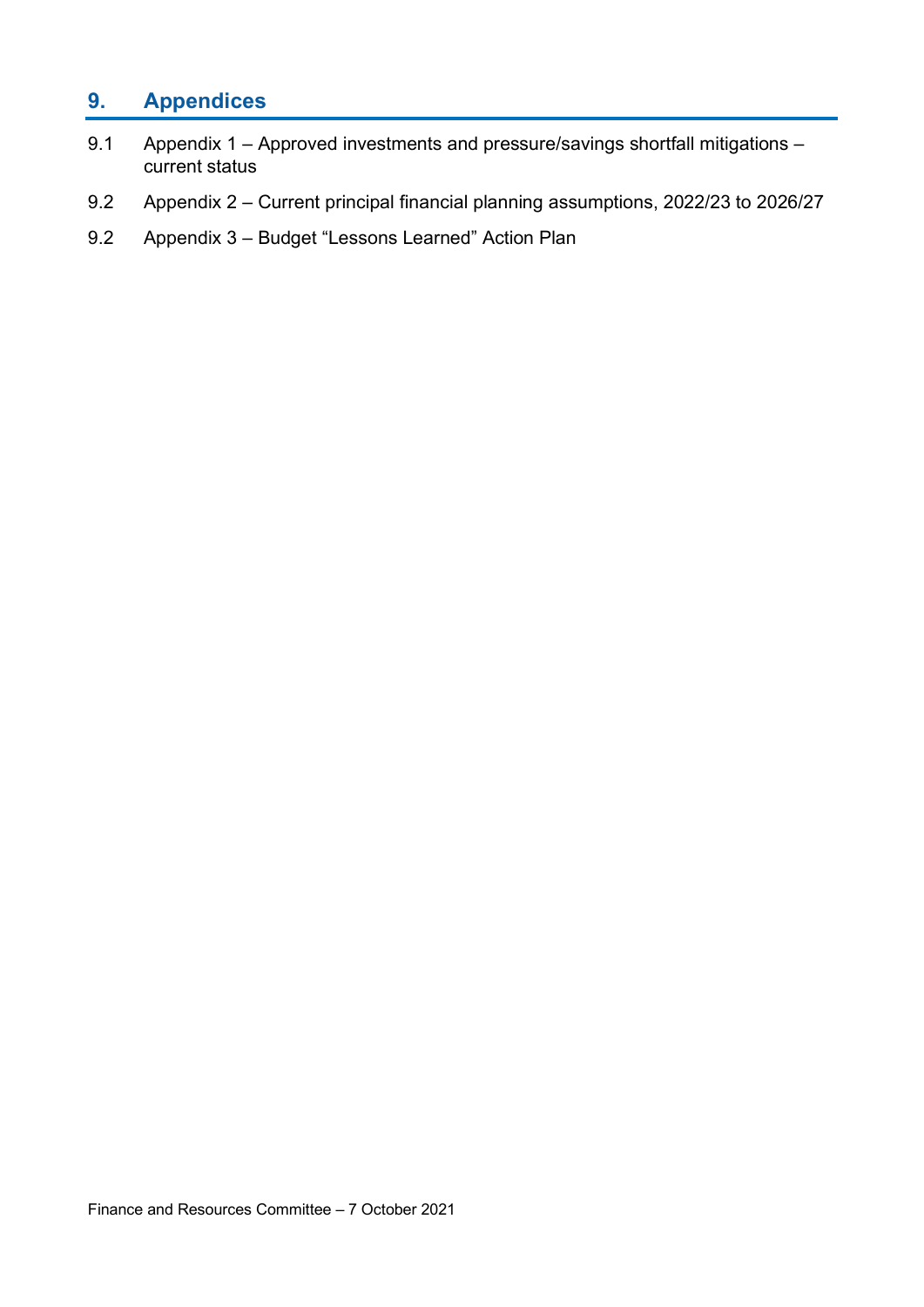## 9. Appendices

9.1 Appendix 1 – Approved investments and pressure/savings shortfall mitigations – current status

9.2 Appendix 2 – Current principal financial planning assumptions, 2022/23 to 2026/27

9.2 Appendix 3 – Budget "Lessons Learned" Action Plan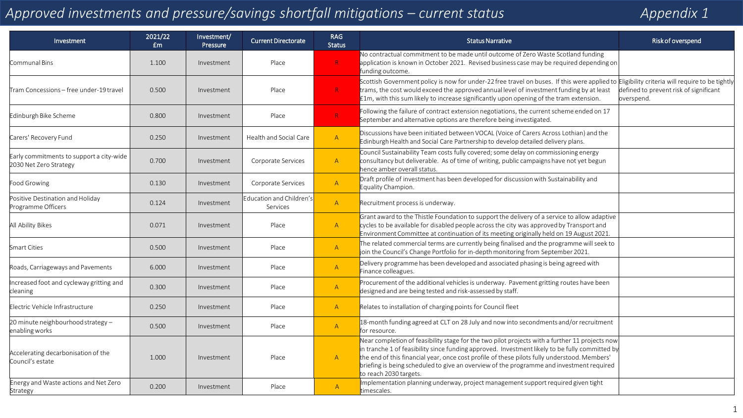# Approved investments and pressure/savings shortfall mitigations – current status

Appendix 1

| Investment | 2021/22 £m | Investment/ Pressure | Current Directorate | RAG Status | Status Narrative | Risk of overspend |
|---|---|---|---|---|---|---|
| Communal Bins | 1.100 | Investment | Place | R | No contractual commitment to be made until outcome of Zero Waste Scotland funding application is known in October 2021. Revised business case may be required depending on funding outcome. | |
| Tram Concessions – free under-19 travel | 0.500 | Investment | Place | R | Scottish Government policy is now for under-22 free travel on buses. If this were applied to trams, the cost would exceed the approved annual level of investment funding by at least £1m, with this sum likely to increase significantly upon opening of the tram extension. | Eligibility criteria will require to be tightly defined to prevent risk of significant overspend. |
| Edinburgh Bike Scheme | 0.800 | Investment | Place | R | Following the failure of contract extension negotiations, the current scheme ended on 17 September and alternative options are therefore being investigated. | |
| Carers' Recovery Fund | 0.250 | Investment | Health and Social Care | A | Discussions have been initiated between VOCAL (Voice of Carers Across Lothian) and the Edinburgh Health and Social Care Partnership to develop detailed delivery plans. | |
| Early commitments to support a city-wide 2030 Net Zero Strategy | 0.700 | Investment | Corporate Services | A | Council Sustainability Team costs fully covered; some delay on commissioning energy consultancy but deliverable. As of time of writing, public campaigns have not yet begun hence amber overall status. | |
| Food Growing | 0.130 | Investment | Corporate Services | A | Draft profile of investment has been developed for discussion with Sustainability and Equality Champion. | |
| Positive Destination and Holiday Programme Officers | 0.124 | Investment | Education and Children's Services | A | Recruitment process is underway. | |
| All Ability Bikes | 0.071 | Investment | Place | A | Grant award to the Thistle Foundation to support the delivery of a service to allow adaptive cycles to be available for disabled people across the city was approved by Transport and Environment Committee at continuation of its meeting originally held on 19 August 2021. | |
| Smart Cities | 0.500 | Investment | Place | A | The related commercial terms are currently being finalised and the programme will seek to join the Council's Change Portfolio for in-depth monitoring from September 2021. | |
| Roads, Carriageways and Pavements | 6.000 | Investment | Place | A | Delivery programme has been developed and associated phasing is being agreed with Finance colleagues. | |
| Increased foot and cycleway gritting and cleaning | 0.300 | Investment | Place | A | Procurement of the additional vehicles is underway. Pavement gritting routes have been designed and are being tested and risk-assessed by staff. | |
| Electric Vehicle Infrastructure | 0.250 | Investment | Place | A | Relates to installation of charging points for Council fleet | |
| 20 minute neighbourhood strategy – enabling works | 0.500 | Investment | Place | A | 18-month funding agreed at CLT on 28 July and now into secondments and/or recruitment for resource. | |
| Accelerating decarbonisation of the Council's estate | 1.000 | Investment | Place | A | Near completion of feasibility stage for the two pilot projects with a further 11 projects now in tranche 1 of feasibility since funding approved. Investment likely to be fully committed by the end of this financial year, once cost profile of these pilots fully understood. Members' briefing is being scheduled to give an overview of the programme and investment required to reach 2030 targets. | |
| Energy and Waste actions and Net Zero Strategy | 0.200 | Investment | Place | A | Implementation planning underway, project management support required given tight timescales. | |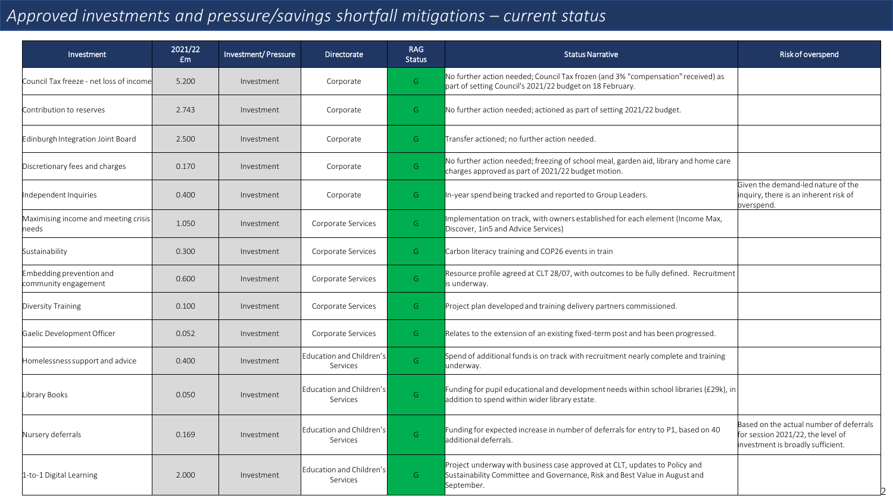# Approved investments and pressure/savings shortfall mitigations – current status

| Investment | 2021/22 £m | Investment/ Pressure | Directorate | RAG Status | Status Narrative | Risk of overspend |
|---|---|---|---|---|---|---|
| Council Tax freeze - net loss of income | 5.200 | Investment | Corporate | G | No further action needed; Council Tax frozen (and 3% "compensation" received) as part of setting Council's 2021/22 budget on 18 February. | |
| Contribution to reserves | 2.743 | Investment | Corporate | G | No further action needed; actioned as part of setting 2021/22 budget. | |
| Edinburgh Integration Joint Board | 2.500 | Investment | Corporate | G | Transfer actioned; no further action needed. | |
| Discretionary fees and charges | 0.170 | Investment | Corporate | G | No further action needed; freezing of school meal, garden aid, library and home care charges approved as part of 2021/22 budget motion. | |
| Independent Inquiries | 0.400 | Investment | Corporate | G | In-year spend being tracked and reported to Group Leaders. | Given the demand-led nature of the inquiry, there is an inherent risk of overspend. |
| Maximising income and meeting crisis needs | 1.050 | Investment | Corporate Services | G | Implementation on track, with owners established for each element (Income Max, Discover, 1in5 and Advice Services) | |
| Sustainability | 0.300 | Investment | Corporate Services | G | Carbon literacy training and COP26 events in train | |
| Embedding prevention and community engagement | 0.600 | Investment | Corporate Services | G | Resource profile agreed at CLT 28/07, with outcomes to be fully defined. Recruitment is underway. | |
| Diversity Training | 0.100 | Investment | Corporate Services | G | Project plan developed and training delivery partners commissioned. | |
| Gaelic Development Officer | 0.052 | Investment | Corporate Services | G | Relates to the extension of an existing fixed-term post and has been progressed. | |
| Homelessness support and advice | 0.400 | Investment | Education and Children's Services | G | Spend of additional funds is on track with recruitment nearly complete and training underway. | |
| Library Books | 0.050 | Investment | Education and Children's Services | G | Funding for pupil educational and development needs within school libraries (£29k), in addition to spend within wider library estate. | |
| Nursery deferrals | 0.169 | Investment | Education and Children's Services | G | Funding for expected increase in number of deferrals for entry to P1, based on 40 additional deferrals. | Based on the actual number of deferrals for session 2021/22, the level of investment is broadly sufficient. |
| 1-to-1 Digital Learning | 2.000 | Investment | Education and Children's Services | G | Project underway with business case approved at CLT, updates to Policy and Sustainability Committee and Governance, Risk and Best Value in August and September. | |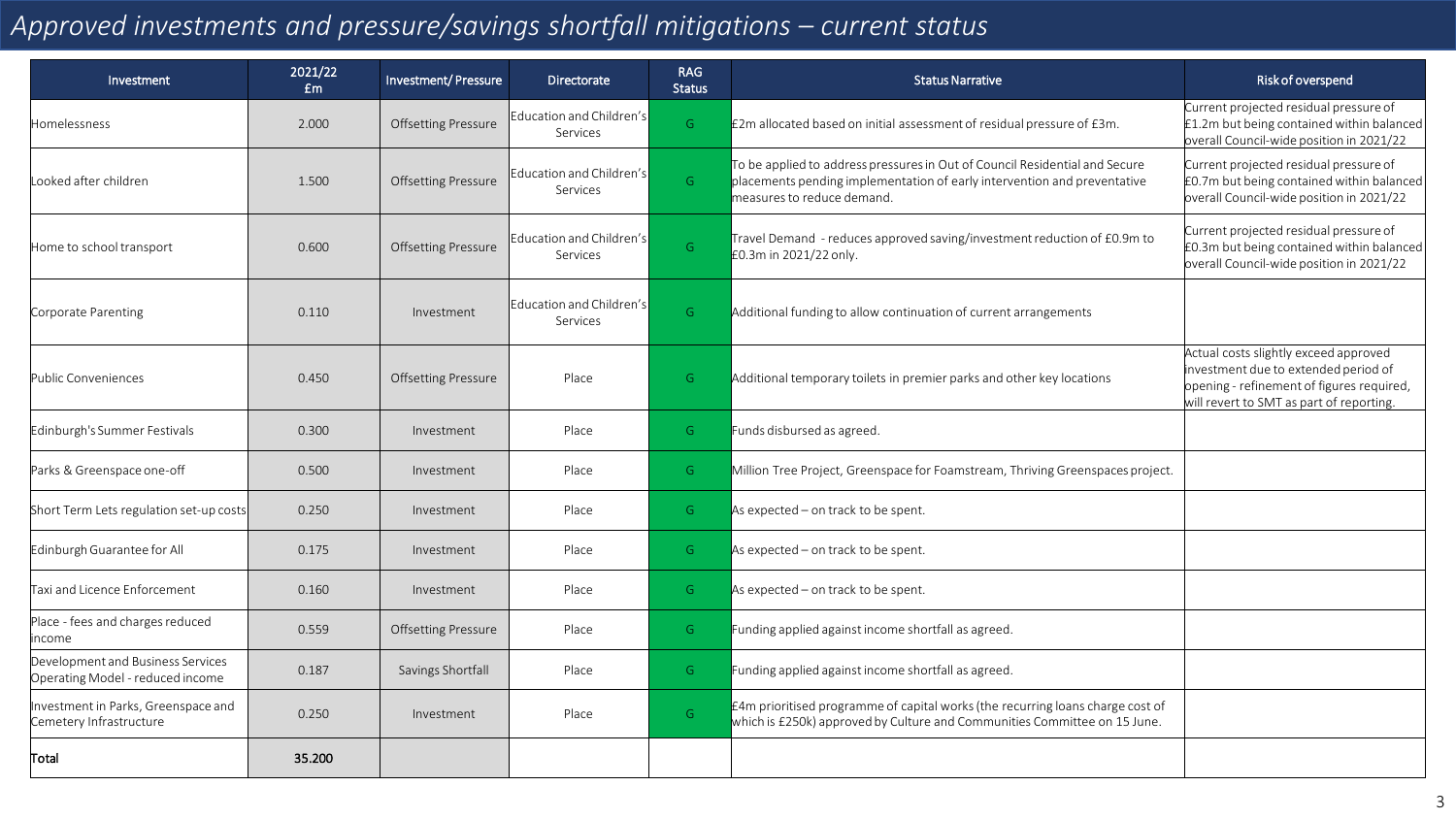# Approved investments and pressure/savings shortfall mitigations – current status

| Investment | 2021/22 £m | Investment/ Pressure | Directorate | RAG Status | Status Narrative | Risk of overspend |
|---|---|---|---|---|---|---|
| Homelessness | 2.000 | Offsetting Pressure | Education and Children's Services | G | £2m allocated based on initial assessment of residual pressure of £3m. | Current projected residual pressure of £1.2m but being contained within balanced overall Council-wide position in 2021/22 |
| Looked after children | 1.500 | Offsetting Pressure | Education and Children's Services | G | To be applied to address pressures in Out of Council Residential and Secure placements pending implementation of early intervention and preventative measures to reduce demand. | Current projected residual pressure of £0.7m but being contained within balanced overall Council-wide position in 2021/22 |
| Home to school transport | 0.600 | Offsetting Pressure | Education and Children's Services | G | Travel Demand - reduces approved saving/investment reduction of £0.9m to £0.3m in 2021/22 only. | Current projected residual pressure of £0.3m but being contained within balanced overall Council-wide position in 2021/22 |
| Corporate Parenting | 0.110 | Investment | Education and Children's Services | G | Additional funding to allow continuation of current arrangements | |
| Public Conveniences | 0.450 | Offsetting Pressure | Place | G | Additional temporary toilets in premier parks and other key locations | Actual costs slightly exceed approved investment due to extended period of opening - refinement of figures required, will revert to SMT as part of reporting. |
| Edinburgh's Summer Festivals | 0.300 | Investment | Place | G | Funds disbursed as agreed. | |
| Parks & Greenspace one-off | 0.500 | Investment | Place | G | Million Tree Project, Greenspace for Foamstream, Thriving Greenspaces project. | |
| Short Term Lets regulation set-up costs | 0.250 | Investment | Place | G | As expected – on track to be spent. | |
| Edinburgh Guarantee for All | 0.175 | Investment | Place | G | As expected – on track to be spent. | |
| Taxi and Licence Enforcement | 0.160 | Investment | Place | G | As expected – on track to be spent. | |
| Place - fees and charges reduced income | 0.559 | Offsetting Pressure | Place | G | Funding applied against income shortfall as agreed. | |
| Development and Business Services Operating Model - reduced income | 0.187 | Savings Shortfall | Place | G | Funding applied against income shortfall as agreed. | |
| Investment in Parks, Greenspace and Cemetery Infrastructure | 0.250 | Investment | Place | G | £4m prioritised programme of capital works (the recurring loans charge cost of which is £250k) approved by Culture and Communities Committee on 15 June. | |
| **Total** | **35.200** | | | | | |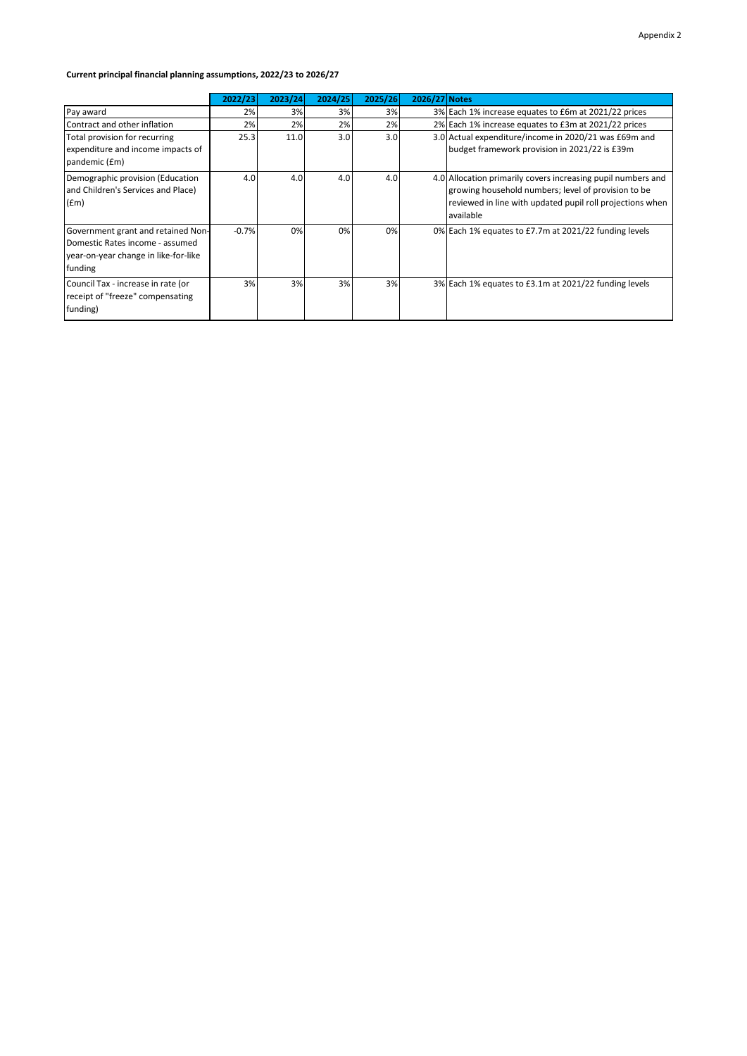Appendix 2

**Current principal financial planning assumptions, 2022/23 to 2026/27**

| | 2022/23 | 2023/24 | 2024/25 | 2025/26 | 2026/27 | Notes |
|---|---|---|---|---|---|---|
| Pay award | 2% | 3% | 3% | 3% | 3% | Each 1% increase equates to £6m at 2021/22 prices |
| Contract and other inflation | 2% | 2% | 2% | 2% | 2% | Each 1% increase equates to £3m at 2021/22 prices |
| Total provision for recurring expenditure and income impacts of pandemic (£m) | 25.3 | 11.0 | 3.0 | 3.0 | 3.0 | Actual expenditure/income in 2020/21 was £69m and budget framework provision in 2021/22 is £39m |
| Demographic provision (Education and Children's Services and Place) (£m) | 4.0 | 4.0 | 4.0 | 4.0 | 4.0 | Allocation primarily covers increasing pupil numbers and growing household numbers; level of provision to be reviewed in line with updated pupil roll projections when available |
| Government grant and retained Non-Domestic Rates income - assumed year-on-year change in like-for-like funding | -0.7% | 0% | 0% | 0% | 0% | Each 1% equates to £7.7m at 2021/22 funding levels |
| Council Tax - increase in rate (or receipt of "freeze" compensating funding) | 3% | 3% | 3% | 3% | 3% | Each 1% equates to £3.1m at 2021/22 funding levels |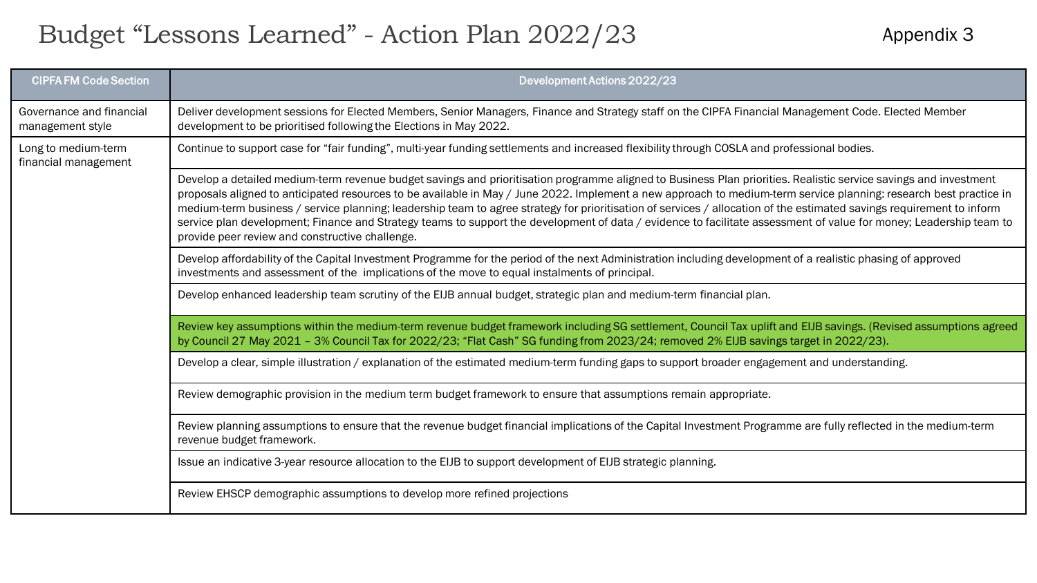# Budget "Lessons Learned" - Action Plan 2022/23

Appendix 3

| CIPFA FM Code Section | Development Actions 2022/23 |
|---|---|
| Governance and financial management style | Deliver development sessions for Elected Members, Senior Managers, Finance and Strategy staff on the CIPFA Financial Management Code. Elected Member development to be prioritised following the Elections in May 2022. |
| Long to medium-term financial management | Continue to support case for "fair funding", multi-year funding settlements and increased flexibility through COSLA and professional bodies. |
| | Develop a detailed medium-term revenue budget savings and prioritisation programme aligned to Business Plan priorities. Realistic service savings and investment proposals aligned to anticipated resources to be available in May / June 2022. Implement a new approach to medium-term service planning: research best practice in medium-term business / service planning; leadership team to agree strategy for prioritisation of services / allocation of the estimated savings requirement to inform service plan development; Finance and Strategy teams to support the development of data / evidence to facilitate assessment of value for money; Leadership team to provide peer review and constructive challenge. |
| | Develop affordability of the Capital Investment Programme for the period of the next Administration including development of a realistic phasing of approved investments and assessment of the implications of the move to equal instalments of principal. |
| | Develop enhanced leadership team scrutiny of the EIJB annual budget, strategic plan and medium-term financial plan. |
| | Review key assumptions within the medium-term revenue budget framework including SG settlement, Council Tax uplift and EIJB savings. (Revised assumptions agreed by Council 27 May 2021 – 3% Council Tax for 2022/23; "Flat Cash" SG funding from 2023/24; removed 2% EIJB savings target in 2022/23). |
| | Develop a clear, simple illustration / explanation of the estimated medium-term funding gaps to support broader engagement and understanding. |
| | Review demographic provision in the medium term budget framework to ensure that assumptions remain appropriate. |
| | Review planning assumptions to ensure that the revenue budget financial implications of the Capital Investment Programme are fully reflected in the medium-term revenue budget framework. |
| | Issue an indicative 3-year resource allocation to the EIJB to support development of EIJB strategic planning. |
| | Review EHSCP demographic assumptions to develop more refined projections |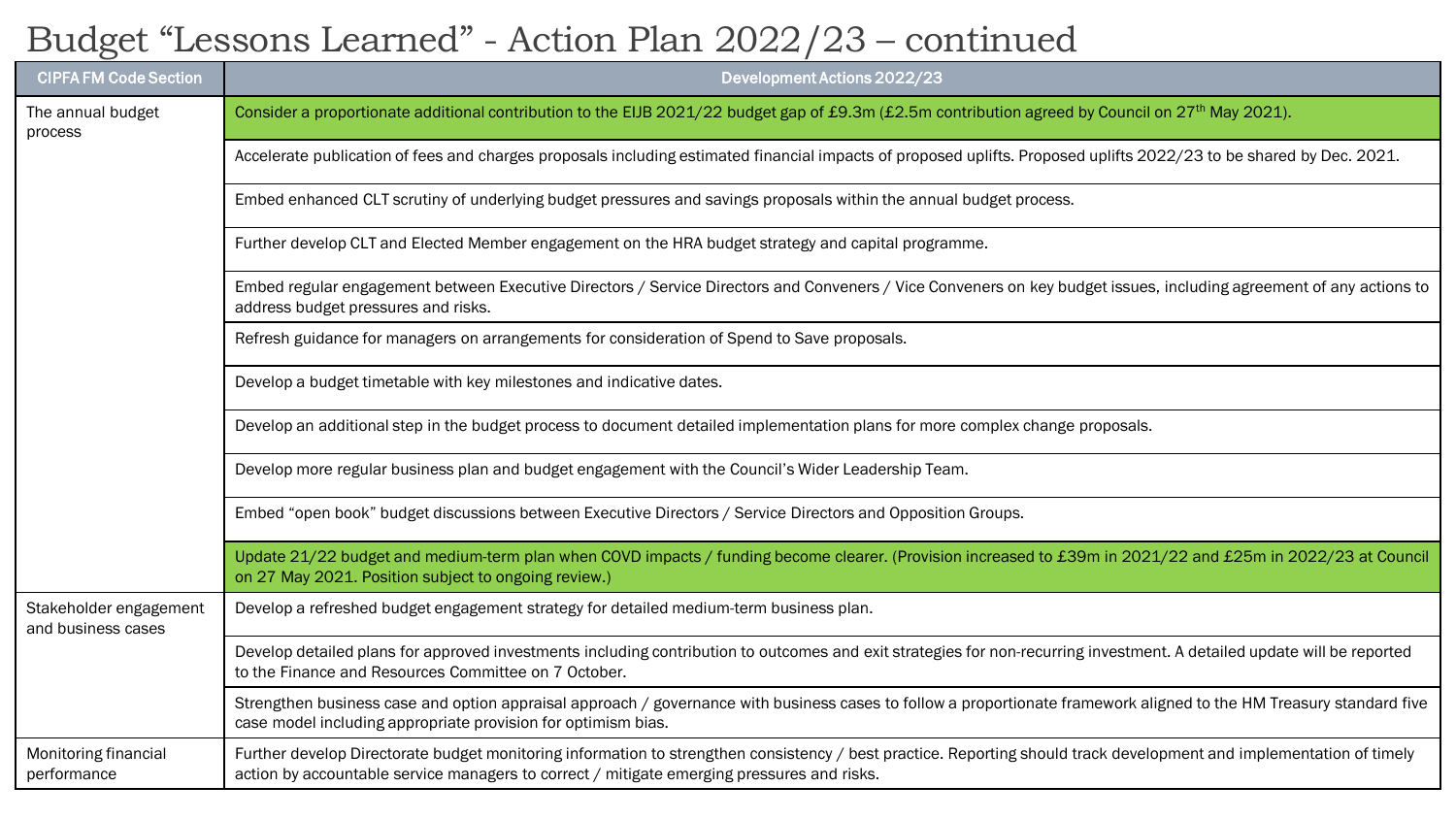# Budget "Lessons Learned" - Action Plan 2022/23 – continued

| CIPFA FM Code Section | Development Actions 2022/23 |
|---|---|
| The annual budget process | Consider a proportionate additional contribution to the EIJB 2021/22 budget gap of £9.3m (£2.5m contribution agreed by Council on 27th May 2021). |
| | Accelerate publication of fees and charges proposals including estimated financial impacts of proposed uplifts. Proposed uplifts 2022/23 to be shared by Dec. 2021. |
| | Embed enhanced CLT scrutiny of underlying budget pressures and savings proposals within the annual budget process. |
| | Further develop CLT and Elected Member engagement on the HRA budget strategy and capital programme. |
| | Embed regular engagement between Executive Directors / Service Directors and Conveners / Vice Conveners on key budget issues, including agreement of any actions to address budget pressures and risks. |
| | Refresh guidance for managers on arrangements for consideration of Spend to Save proposals. |
| | Develop a budget timetable with key milestones and indicative dates. |
| | Develop an additional step in the budget process to document detailed implementation plans for more complex change proposals. |
| | Develop more regular business plan and budget engagement with the Council's Wider Leadership Team. |
| | Embed "open book" budget discussions between Executive Directors / Service Directors and Opposition Groups. |
| | Update 21/22 budget and medium-term plan when COVD impacts / funding become clearer. (Provision increased to £39m in 2021/22 and £25m in 2022/23 at Council on 27 May 2021. Position subject to ongoing review.) |
| Stakeholder engagement and business cases | Develop a refreshed budget engagement strategy for detailed medium-term business plan. |
| | Develop detailed plans for approved investments including contribution to outcomes and exit strategies for non-recurring investment. A detailed update will be reported to the Finance and Resources Committee on 7 October. |
| | Strengthen business case and option appraisal approach / governance with business cases to follow a proportionate framework aligned to the HM Treasury standard five case model including appropriate provision for optimism bias. |
| Monitoring financial performance | Further develop Directorate budget monitoring information to strengthen consistency / best practice. Reporting should track development and implementation of timely action by accountable service managers to correct / mitigate emerging pressures and risks. |